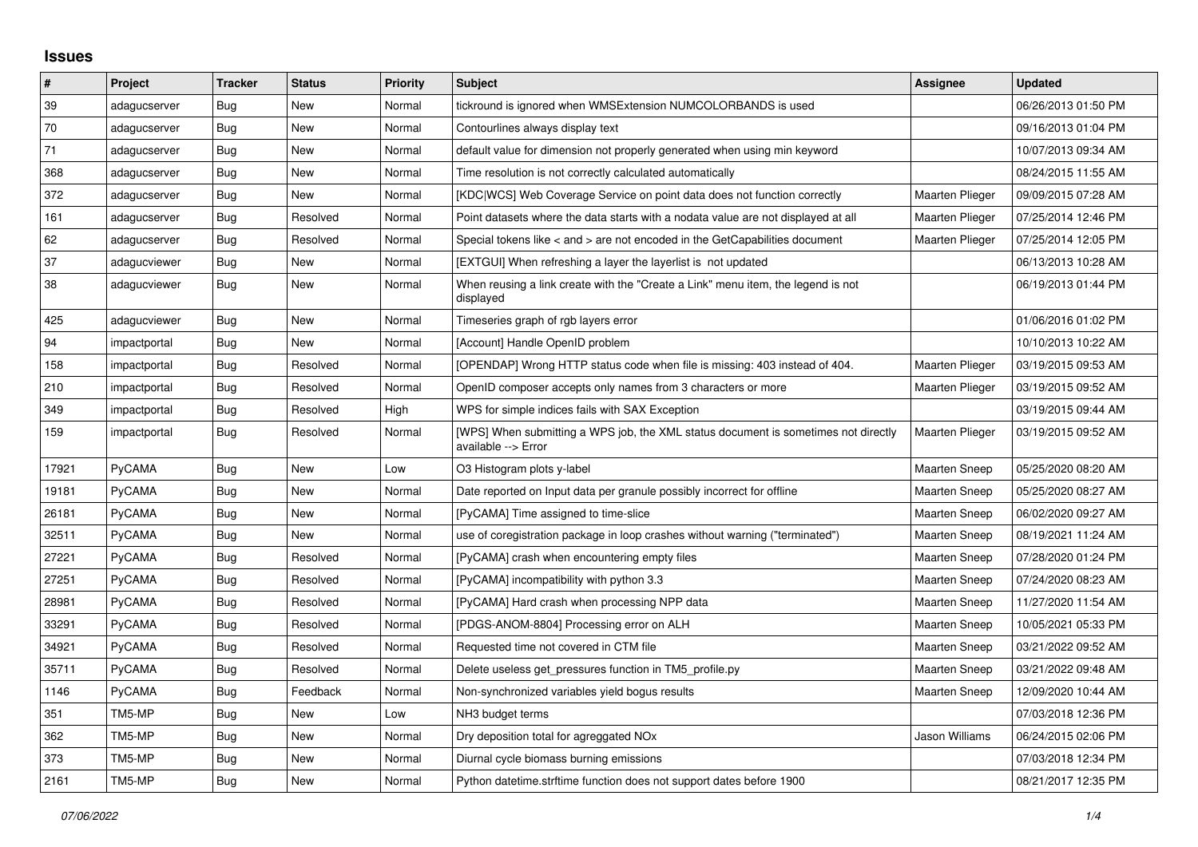## Issues

| # | Project | Tracker | Status | Priority | Subject | Assignee | Updated |
|---|---|---|---|---|---|---|---|
| 39 | adagucserver | Bug | New | Normal | tickround is ignored when WMSExtension NUMCOLORBANDS is used | | 06/26/2013 01:50 PM |
| 70 | adagucserver | Bug | New | Normal | Contourlines always display text | | 09/16/2013 01:04 PM |
| 71 | adagucserver | Bug | New | Normal | default value for dimension not properly generated when using min keyword | | 10/07/2013 09:34 AM |
| 368 | adagucserver | Bug | New | Normal | Time resolution is not correctly calculated automatically | | 08/24/2015 11:55 AM |
| 372 | adagucserver | Bug | New | Normal | [KDC\|WCS] Web Coverage Service on point data does not function correctly | Maarten Plieger | 09/09/2015 07:28 AM |
| 161 | adagucserver | Bug | Resolved | Normal | Point datasets where the data starts with a nodata value are not displayed at all | Maarten Plieger | 07/25/2014 12:46 PM |
| 62 | adagucserver | Bug | Resolved | Normal | Special tokens like < and > are not encoded in the GetCapabilities document | Maarten Plieger | 07/25/2014 12:05 PM |
| 37 | adagucviewer | Bug | New | Normal | [EXTGUI] When refreshing a layer the layerlist is not updated | | 06/13/2013 10:28 AM |
| 38 | adagucviewer | Bug | New | Normal | When reusing a link create with the "Create a Link" menu item, the legend is not displayed | | 06/19/2013 01:44 PM |
| 425 | adagucviewer | Bug | New | Normal | Timeseries graph of rgb layers error | | 01/06/2016 01:02 PM |
| 94 | impactportal | Bug | New | Normal | [Account] Handle OpenID problem | | 10/10/2013 10:22 AM |
| 158 | impactportal | Bug | Resolved | Normal | [OPENDAP] Wrong HTTP status code when file is missing: 403 instead of 404. | Maarten Plieger | 03/19/2015 09:53 AM |
| 210 | impactportal | Bug | Resolved | Normal | OpenID composer accepts only names from 3 characters or more | Maarten Plieger | 03/19/2015 09:52 AM |
| 349 | impactportal | Bug | Resolved | High | WPS for simple indices fails with SAX Exception | | 03/19/2015 09:44 AM |
| 159 | impactportal | Bug | Resolved | Normal | [WPS] When submitting a WPS job, the XML status document is sometimes not directly available --> Error | Maarten Plieger | 03/19/2015 09:52 AM |
| 17921 | PyCAMA | Bug | New | Low | O3 Histogram plots y-label | Maarten Sneep | 05/25/2020 08:20 AM |
| 19181 | PyCAMA | Bug | New | Normal | Date reported on Input data per granule possibly incorrect for offline | Maarten Sneep | 05/25/2020 08:27 AM |
| 26181 | PyCAMA | Bug | New | Normal | [PyCAMA] Time assigned to time-slice | Maarten Sneep | 06/02/2020 09:27 AM |
| 32511 | PyCAMA | Bug | New | Normal | use of coregistration package in loop crashes without warning ("terminated") | Maarten Sneep | 08/19/2021 11:24 AM |
| 27221 | PyCAMA | Bug | Resolved | Normal | [PyCAMA] crash when encountering empty files | Maarten Sneep | 07/28/2020 01:24 PM |
| 27251 | PyCAMA | Bug | Resolved | Normal | [PyCAMA] incompatibility with python 3.3 | Maarten Sneep | 07/24/2020 08:23 AM |
| 28981 | PyCAMA | Bug | Resolved | Normal | [PyCAMA] Hard crash when processing NPP data | Maarten Sneep | 11/27/2020 11:54 AM |
| 33291 | PyCAMA | Bug | Resolved | Normal | [PDGS-ANOM-8804] Processing error on ALH | Maarten Sneep | 10/05/2021 05:33 PM |
| 34921 | PyCAMA | Bug | Resolved | Normal | Requested time not covered in CTM file | Maarten Sneep | 03/21/2022 09:52 AM |
| 35711 | PyCAMA | Bug | Resolved | Normal | Delete useless get_pressures function in TM5_profile.py | Maarten Sneep | 03/21/2022 09:48 AM |
| 1146 | PyCAMA | Bug | Feedback | Normal | Non-synchronized variables yield bogus results | Maarten Sneep | 12/09/2020 10:44 AM |
| 351 | TM5-MP | Bug | New | Low | NH3 budget terms | | 07/03/2018 12:36 PM |
| 362 | TM5-MP | Bug | New | Normal | Dry deposition total for agreggated NOx | Jason Williams | 06/24/2015 02:06 PM |
| 373 | TM5-MP | Bug | New | Normal | Diurnal cycle biomass burning emissions | | 07/03/2018 12:34 PM |
| 2161 | TM5-MP | Bug | New | Normal | Python datetime.strftime function does not support dates before 1900 | | 08/21/2017 12:35 PM |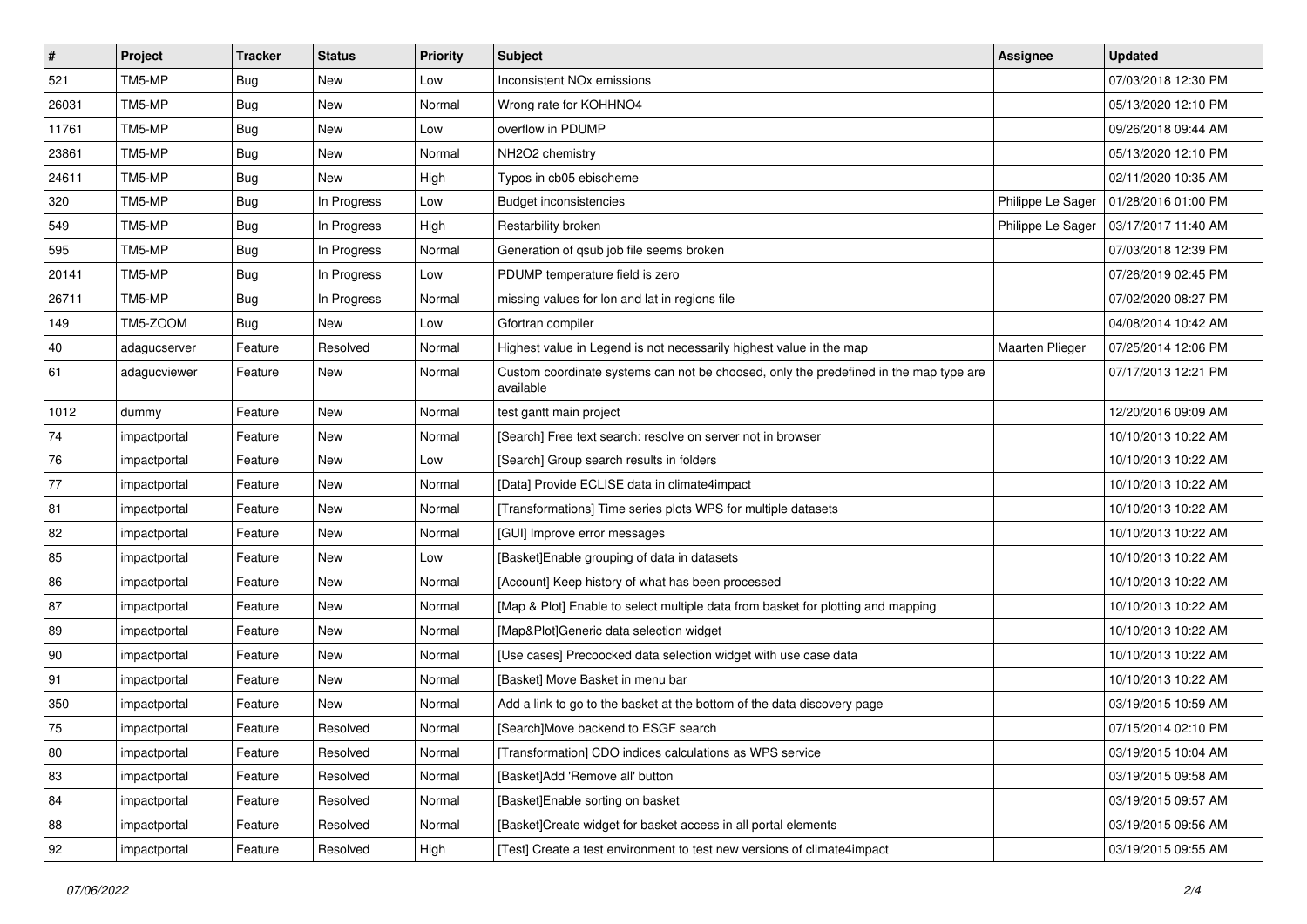| # | Project | Tracker | Status | Priority | Subject | Assignee | Updated |
|---|---|---|---|---|---|---|---|
| 521 | TM5-MP | Bug | New | Low | Inconsistent NOx emissions | | 07/03/2018 12:30 PM |
| 26031 | TM5-MP | Bug | New | Normal | Wrong rate for KOHHNO4 | | 05/13/2020 12:10 PM |
| 11761 | TM5-MP | Bug | New | Low | overflow in PDUMP | | 09/26/2018 09:44 AM |
| 23861 | TM5-MP | Bug | New | Normal | NH2O2 chemistry | | 05/13/2020 12:10 PM |
| 24611 | TM5-MP | Bug | New | High | Typos in cb05 ebischeme | | 02/11/2020 10:35 AM |
| 320 | TM5-MP | Bug | In Progress | Low | Budget inconsistencies | Philippe Le Sager | 01/28/2016 01:00 PM |
| 549 | TM5-MP | Bug | In Progress | High | Restarbility broken | Philippe Le Sager | 03/17/2017 11:40 AM |
| 595 | TM5-MP | Bug | In Progress | Normal | Generation of qsub job file seems broken | | 07/03/2018 12:39 PM |
| 20141 | TM5-MP | Bug | In Progress | Low | PDUMP temperature field is zero | | 07/26/2019 02:45 PM |
| 26711 | TM5-MP | Bug | In Progress | Normal | missing values for lon and lat in regions file | | 07/02/2020 08:27 PM |
| 149 | TM5-ZOOM | Bug | New | Low | Gfortran compiler | | 04/08/2014 10:42 AM |
| 40 | adagucserver | Feature | Resolved | Normal | Highest value in Legend is not necessarily highest value in the map | Maarten Plieger | 07/25/2014 12:06 PM |
| 61 | adagucviewer | Feature | New | Normal | Custom coordinate systems can not be choosed, only the predefined in the map type are available | | 07/17/2013 12:21 PM |
| 1012 | dummy | Feature | New | Normal | test gantt main project | | 12/20/2016 09:09 AM |
| 74 | impactportal | Feature | New | Normal | [Search] Free text search: resolve on server not in browser | | 10/10/2013 10:22 AM |
| 76 | impactportal | Feature | New | Low | [Search] Group search results in folders | | 10/10/2013 10:22 AM |
| 77 | impactportal | Feature | New | Normal | [Data] Provide ECLISE data in climate4impact | | 10/10/2013 10:22 AM |
| 81 | impactportal | Feature | New | Normal | [Transformations] Time series plots WPS for multiple datasets | | 10/10/2013 10:22 AM |
| 82 | impactportal | Feature | New | Normal | [GUI] Improve error messages | | 10/10/2013 10:22 AM |
| 85 | impactportal | Feature | New | Low | [Basket]Enable grouping of data in datasets | | 10/10/2013 10:22 AM |
| 86 | impactportal | Feature | New | Normal | [Account] Keep history of what has been processed | | 10/10/2013 10:22 AM |
| 87 | impactportal | Feature | New | Normal | [Map & Plot] Enable to select multiple data from basket for plotting and mapping | | 10/10/2013 10:22 AM |
| 89 | impactportal | Feature | New | Normal | [Map&Plot]Generic data selection widget | | 10/10/2013 10:22 AM |
| 90 | impactportal | Feature | New | Normal | [Use cases] Precoocked data selection widget with use case data | | 10/10/2013 10:22 AM |
| 91 | impactportal | Feature | New | Normal | [Basket] Move Basket in menu bar | | 10/10/2013 10:22 AM |
| 350 | impactportal | Feature | New | Normal | Add a link to go to the basket at the bottom of the data discovery page | | 03/19/2015 10:59 AM |
| 75 | impactportal | Feature | Resolved | Normal | [Search]Move backend to ESGF search | | 07/15/2014 02:10 PM |
| 80 | impactportal | Feature | Resolved | Normal | [Transformation] CDO indices calculations as WPS service | | 03/19/2015 10:04 AM |
| 83 | impactportal | Feature | Resolved | Normal | [Basket]Add 'Remove all' button | | 03/19/2015 09:58 AM |
| 84 | impactportal | Feature | Resolved | Normal | [Basket]Enable sorting on basket | | 03/19/2015 09:57 AM |
| 88 | impactportal | Feature | Resolved | Normal | [Basket]Create widget for basket access in all portal elements | | 03/19/2015 09:56 AM |
| 92 | impactportal | Feature | Resolved | High | [Test] Create a test environment to test new versions of climate4impact | | 03/19/2015 09:55 AM |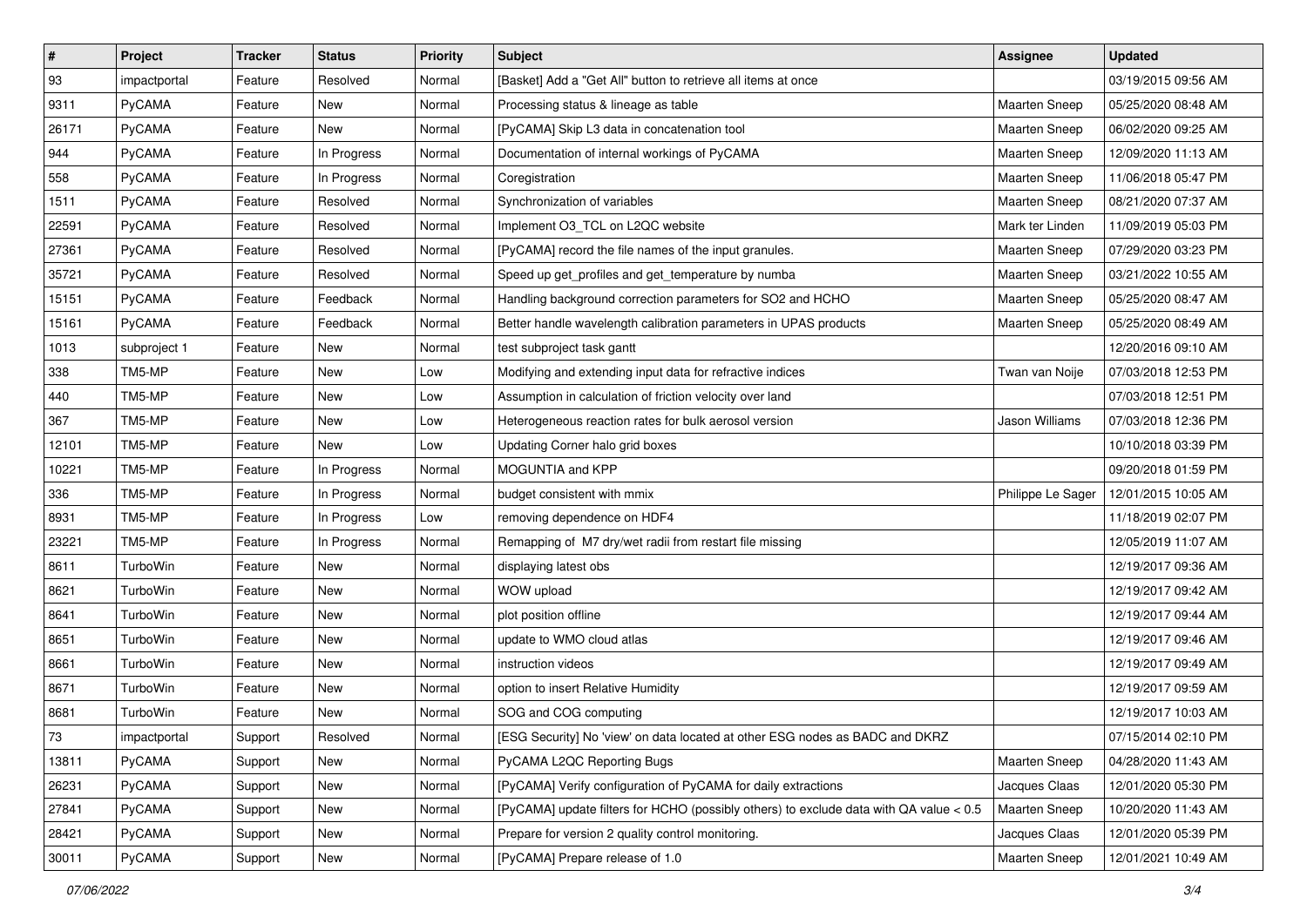| # | Project | Tracker | Status | Priority | Subject | Assignee | Updated |
|---|---|---|---|---|---|---|---|
| 93 | impactportal | Feature | Resolved | Normal | [Basket] Add a "Get All" button to retrieve all items at once | | 03/19/2015 09:56 AM |
| 9311 | PyCAMA | Feature | New | Normal | Processing status & lineage as table | Maarten Sneep | 05/25/2020 08:48 AM |
| 26171 | PyCAMA | Feature | New | Normal | [PyCAMA] Skip L3 data in concatenation tool | Maarten Sneep | 06/02/2020 09:25 AM |
| 944 | PyCAMA | Feature | In Progress | Normal | Documentation of internal workings of PyCAMA | Maarten Sneep | 12/09/2020 11:13 AM |
| 558 | PyCAMA | Feature | In Progress | Normal | Coregistration | Maarten Sneep | 11/06/2018 05:47 PM |
| 1511 | PyCAMA | Feature | Resolved | Normal | Synchronization of variables | Maarten Sneep | 08/21/2020 07:37 AM |
| 22591 | PyCAMA | Feature | Resolved | Normal | Implement O3_TCL on L2QC website | Mark ter Linden | 11/09/2019 05:03 PM |
| 27361 | PyCAMA | Feature | Resolved | Normal | [PyCAMA] record the file names of the input granules. | Maarten Sneep | 07/29/2020 03:23 PM |
| 35721 | PyCAMA | Feature | Resolved | Normal | Speed up get_profiles and get_temperature by numba | Maarten Sneep | 03/21/2022 10:55 AM |
| 15151 | PyCAMA | Feature | Feedback | Normal | Handling background correction parameters for SO2 and HCHO | Maarten Sneep | 05/25/2020 08:47 AM |
| 15161 | PyCAMA | Feature | Feedback | Normal | Better handle wavelength calibration parameters in UPAS products | Maarten Sneep | 05/25/2020 08:49 AM |
| 1013 | subproject 1 | Feature | New | Normal | test subproject task gantt | | 12/20/2016 09:10 AM |
| 338 | TM5-MP | Feature | New | Low | Modifying and extending input data for refractive indices | Twan van Noije | 07/03/2018 12:53 PM |
| 440 | TM5-MP | Feature | New | Low | Assumption in calculation of friction velocity over land | | 07/03/2018 12:51 PM |
| 367 | TM5-MP | Feature | New | Low | Heterogeneous reaction rates for bulk aerosol version | Jason Williams | 07/03/2018 12:36 PM |
| 12101 | TM5-MP | Feature | New | Low | Updating Corner halo grid boxes | | 10/10/2018 03:39 PM |
| 10221 | TM5-MP | Feature | In Progress | Normal | MOGUNTIA and KPP | | 09/20/2018 01:59 PM |
| 336 | TM5-MP | Feature | In Progress | Normal | budget consistent with mmix | Philippe Le Sager | 12/01/2015 10:05 AM |
| 8931 | TM5-MP | Feature | In Progress | Low | removing dependence on HDF4 | | 11/18/2019 02:07 PM |
| 23221 | TM5-MP | Feature | In Progress | Normal | Remapping of M7 dry/wet radii from restart file missing | | 12/05/2019 11:07 AM |
| 8611 | TurboWin | Feature | New | Normal | displaying latest obs | | 12/19/2017 09:36 AM |
| 8621 | TurboWin | Feature | New | Normal | WOW upload | | 12/19/2017 09:42 AM |
| 8641 | TurboWin | Feature | New | Normal | plot position offline | | 12/19/2017 09:44 AM |
| 8651 | TurboWin | Feature | New | Normal | update to WMO cloud atlas | | 12/19/2017 09:46 AM |
| 8661 | TurboWin | Feature | New | Normal | instruction videos | | 12/19/2017 09:49 AM |
| 8671 | TurboWin | Feature | New | Normal | option to insert Relative Humidity | | 12/19/2017 09:59 AM |
| 8681 | TurboWin | Feature | New | Normal | SOG and COG computing | | 12/19/2017 10:03 AM |
| 73 | impactportal | Support | Resolved | Normal | [ESG Security] No 'view' on data located at other ESG nodes as BADC and DKRZ | | 07/15/2014 02:10 PM |
| 13811 | PyCAMA | Support | New | Normal | PyCAMA L2QC Reporting Bugs | Maarten Sneep | 04/28/2020 11:43 AM |
| 26231 | PyCAMA | Support | New | Normal | [PyCAMA] Verify configuration of PyCAMA for daily extractions | Jacques Claas | 12/01/2020 05:30 PM |
| 27841 | PyCAMA | Support | New | Normal | [PyCAMA] update filters for HCHO (possibly others) to exclude data with QA value < 0.5 | Maarten Sneep | 10/20/2020 11:43 AM |
| 28421 | PyCAMA | Support | New | Normal | Prepare for version 2 quality control monitoring. | Jacques Claas | 12/01/2020 05:39 PM |
| 30011 | PyCAMA | Support | New | Normal | [PyCAMA] Prepare release of 1.0 | Maarten Sneep | 12/01/2021 10:49 AM |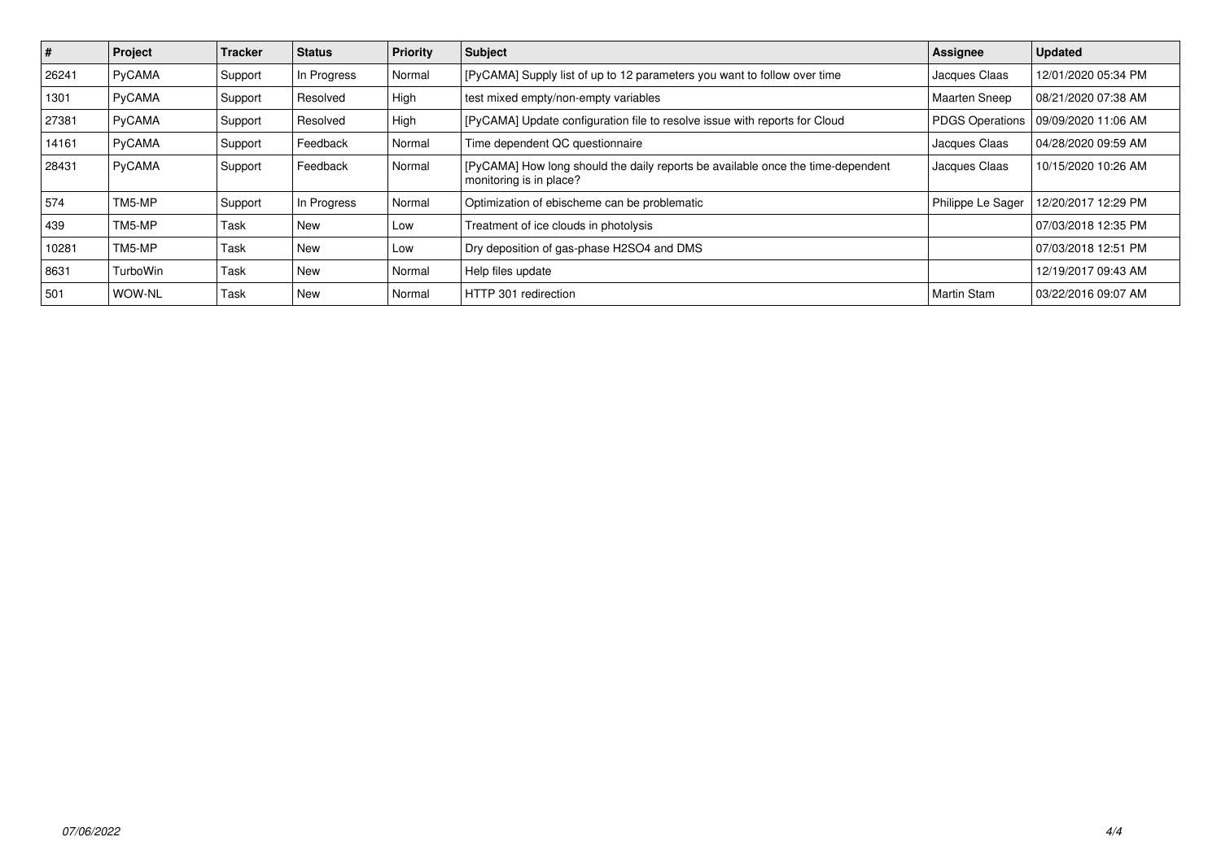| # | Project | Tracker | Status | Priority | Subject | Assignee | Updated |
| --- | --- | --- | --- | --- | --- | --- | --- |
| 26241 | PyCAMA | Support | In Progress | Normal | [PyCAMA] Supply list of up to 12 parameters you want to follow over time | Jacques Claas | 12/01/2020 05:34 PM |
| 1301 | PyCAMA | Support | Resolved | High | test mixed empty/non-empty variables | Maarten Sneep | 08/21/2020 07:38 AM |
| 27381 | PyCAMA | Support | Resolved | High | [PyCAMA] Update configuration file to resolve issue with reports for Cloud | PDGS Operations | 09/09/2020 11:06 AM |
| 14161 | PyCAMA | Support | Feedback | Normal | Time dependent QC questionnaire | Jacques Claas | 04/28/2020 09:59 AM |
| 28431 | PyCAMA | Support | Feedback | Normal | [PyCAMA] How long should the daily reports be available once the time-dependent monitoring is in place? | Jacques Claas | 10/15/2020 10:26 AM |
| 574 | TM5-MP | Support | In Progress | Normal | Optimization of ebischeme can be problematic | Philippe Le Sager | 12/20/2017 12:29 PM |
| 439 | TM5-MP | Task | New | Low | Treatment of ice clouds in photolysis | | 07/03/2018 12:35 PM |
| 10281 | TM5-MP | Task | New | Low | Dry deposition of gas-phase H2SO4 and DMS | | 07/03/2018 12:51 PM |
| 8631 | TurboWin | Task | New | Normal | Help files update | | 12/19/2017 09:43 AM |
| 501 | WOW-NL | Task | New | Normal | HTTP 301 redirection | Martin Stam | 03/22/2016 09:07 AM |